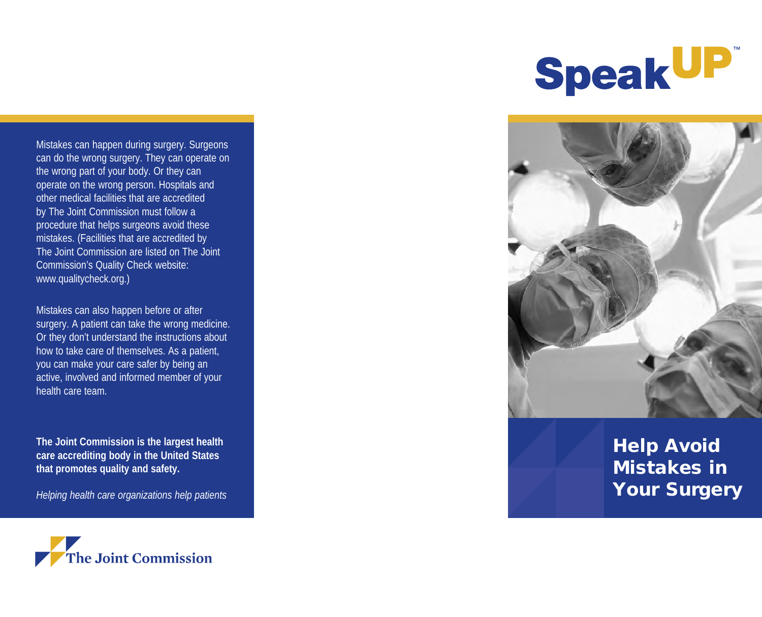# Speak UP™

## Help Avoid Mistakes in Your Surgery

Mistakes can happen during surgery. Surgeons can do the wrong surgery. They can operate on the wrong part of your body. Or they can operate on the wrong person. Hospitals and other medical facilities that are accredited by The Joint Commission must follow a procedure that helps surgeons avoid these mistakes. (Facilities that are accredited by The Joint Commission are listed on The Joint Commission's Quality Check website: www.qualitycheck.org.)

Mistakes can also happen before or after surgery. A patient can take the wrong medicine. Or they don't understand the instructions about how to take care of themselves. As a patient, you can make your care safer by being an active, involved and informed member of your health care team.

**The Joint Commission is the largest health care accrediting body in the United States that promotes quality and safety.**

*Helping health care organizations help patients*

The Joint Commission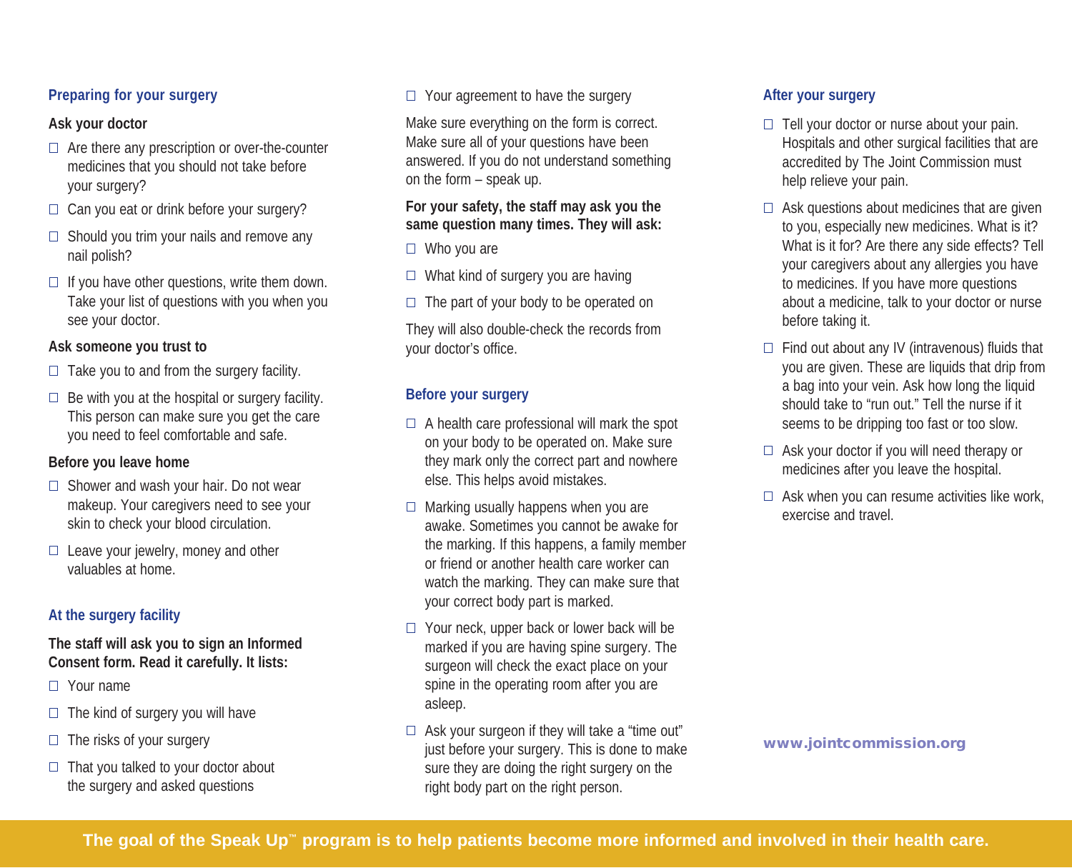## Preparing for your surgery

**Ask your doctor**

- ☐ Are there any prescription or over-the-counter medicines that you should not take before your surgery?
- ☐ Can you eat or drink before your surgery?
- ☐ Should you trim your nails and remove any nail polish?
- ☐ If you have other questions, write them down. Take your list of questions with you when you see your doctor.

**Ask someone you trust to**

- ☐ Take you to and from the surgery facility.
- ☐ Be with you at the hospital or surgery facility. This person can make sure you get the care you need to feel comfortable and safe.

**Before you leave home**

- ☐ Shower and wash your hair. Do not wear makeup. Your caregivers need to see your skin to check your blood circulation.
- ☐ Leave your jewelry, money and other valuables at home.

## At the surgery facility

**The staff will ask you to sign an Informed Consent form. Read it carefully. It lists:**

- ☐ Your name
- ☐ The kind of surgery you will have
- ☐ The risks of your surgery
- ☐ That you talked to your doctor about the surgery and asked questions
- ☐ Your agreement to have the surgery

Make sure everything on the form is correct. Make sure all of your questions have been answered. If you do not understand something on the form – speak up.

**For your safety, the staff may ask you the same question many times. They will ask:**

- ☐ Who you are
- ☐ What kind of surgery you are having
- ☐ The part of your body to be operated on

They will also double-check the records from your doctor's office.

## Before your surgery

- ☐ A health care professional will mark the spot on your body to be operated on. Make sure they mark only the correct part and nowhere else. This helps avoid mistakes.
- ☐ Marking usually happens when you are awake. Sometimes you cannot be awake for the marking. If this happens, a family member or friend or another health care worker can watch the marking. They can make sure that your correct body part is marked.
- ☐ Your neck, upper back or lower back will be marked if you are having spine surgery. The surgeon will check the exact place on your spine in the operating room after you are asleep.
- ☐ Ask your surgeon if they will take a "time out" just before your surgery. This is done to make sure they are doing the right surgery on the right body part on the right person.

## After your surgery

- ☐ Tell your doctor or nurse about your pain. Hospitals and other surgical facilities that are accredited by The Joint Commission must help relieve your pain.
- ☐ Ask questions about medicines that are given to you, especially new medicines. What is it? What is it for? Are there any side effects? Tell your caregivers about any allergies you have to medicines. If you have more questions about a medicine, talk to your doctor or nurse before taking it.
- ☐ Find out about any IV (intravenous) fluids that you are given. These are liquids that drip from a bag into your vein. Ask how long the liquid should take to "run out." Tell the nurse if it seems to be dripping too fast or too slow.
- ☐ Ask your doctor if you will need therapy or medicines after you leave the hospital.
- ☐ Ask when you can resume activities like work, exercise and travel.

www.jointcommission.org

**The goal of the Speak Up™ program is to help patients become more informed and involved in their health care.**